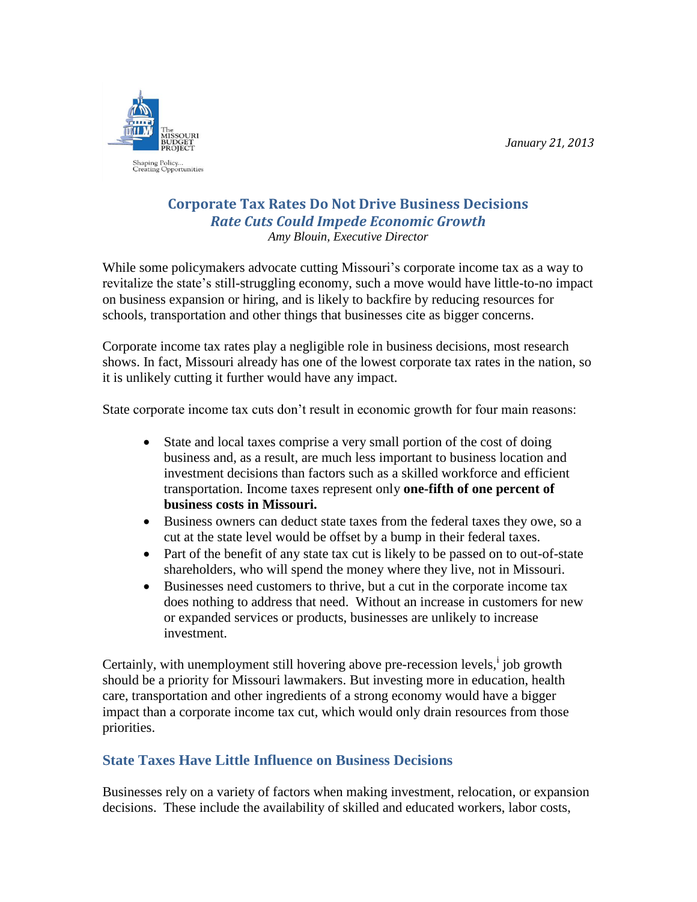The Missouri Budget Project

Shaping Policy... Creating Opportunities

*January 21, 2013*

# Corporate Tax Rates Do Not Drive Business Decisions

## *Rate Cuts Could Impede Economic Growth*

*Amy Blouin, Executive Director*

While some policymakers advocate cutting Missouri's corporate income tax as a way to revitalize the state's still-struggling economy, such a move would have little-to-no impact on business expansion or hiring, and is likely to backfire by reducing resources for schools, transportation and other things that businesses cite as bigger concerns.

Corporate income tax rates play a negligible role in business decisions, most research shows. In fact, Missouri already has one of the lowest corporate tax rates in the nation, so it is unlikely cutting it further would have any impact.

State corporate income tax cuts don't result in economic growth for four main reasons:

- State and local taxes comprise a very small portion of the cost of doing business and, as a result, are much less important to business location and investment decisions than factors such as a skilled workforce and efficient transportation. Income taxes represent only **one-fifth of one percent of business costs in Missouri.**
- Business owners can deduct state taxes from the federal taxes they owe, so a cut at the state level would be offset by a bump in their federal taxes.
- Part of the benefit of any state tax cut is likely to be passed on to out-of-state shareholders, who will spend the money where they live, not in Missouri.
- Businesses need customers to thrive, but a cut in the corporate income tax does nothing to address that need. Without an increase in customers for new or expanded services or products, businesses are unlikely to increase investment.

Certainly, with unemployment still hovering above pre-recession levels,[i] job growth should be a priority for Missouri lawmakers. But investing more in education, health care, transportation and other ingredients of a strong economy would have a bigger impact than a corporate income tax cut, which would only drain resources from those priorities.

## State Taxes Have Little Influence on Business Decisions

Businesses rely on a variety of factors when making investment, relocation, or expansion decisions. These include the availability of skilled and educated workers, labor costs,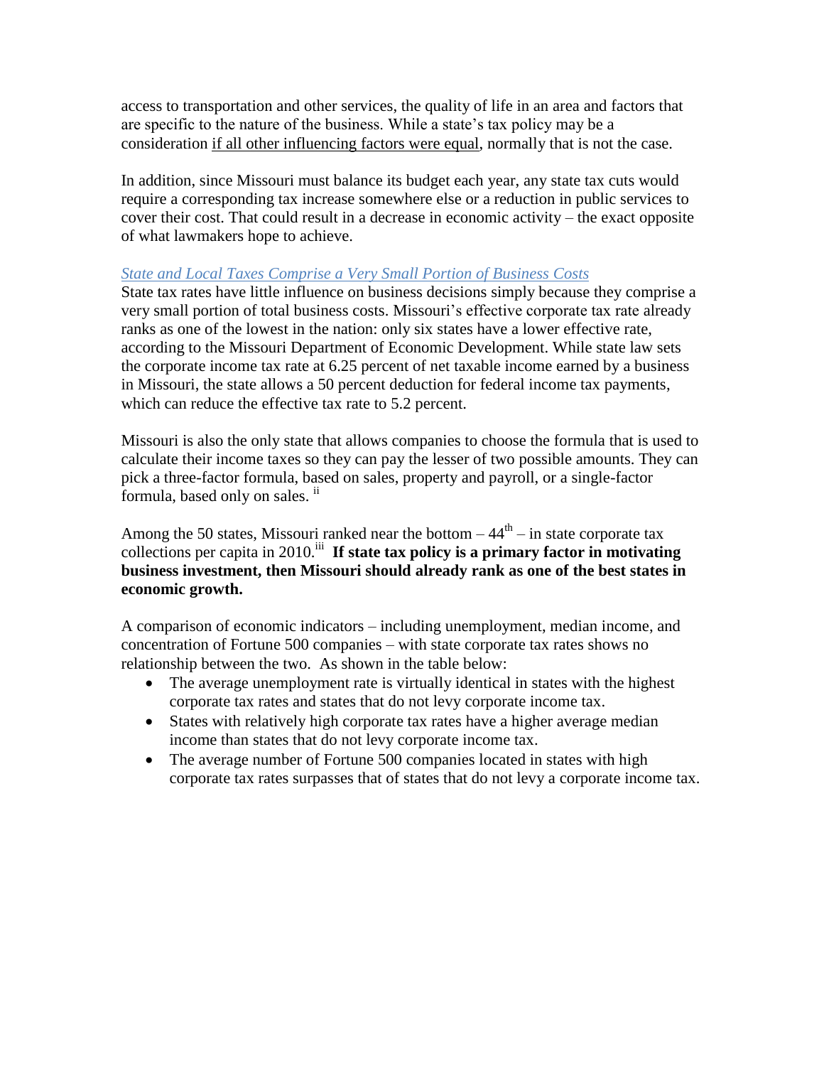access to transportation and other services, the quality of life in an area and factors that are specific to the nature of the business. While a state's tax policy may be a consideration <u>if all other influencing factors were equal</u>, normally that is not the case.

In addition, since Missouri must balance its budget each year, any state tax cuts would require a corresponding tax increase somewhere else or a reduction in public services to cover their cost. That could result in a decrease in economic activity – the exact opposite of what lawmakers hope to achieve.

### *State and Local Taxes Comprise a Very Small Portion of Business Costs*

State tax rates have little influence on business decisions simply because they comprise a very small portion of total business costs. Missouri's effective corporate tax rate already ranks as one of the lowest in the nation: only six states have a lower effective rate, according to the Missouri Department of Economic Development. While state law sets the corporate income tax rate at 6.25 percent of net taxable income earned by a business in Missouri, the state allows a 50 percent deduction for federal income tax payments, which can reduce the effective tax rate to 5.2 percent.

Missouri is also the only state that allows companies to choose the formula that is used to calculate their income taxes so they can pay the lesser of two possible amounts. They can pick a three-factor formula, based on sales, property and payroll, or a single-factor formula, based only on sales. [ii]

Among the 50 states, Missouri ranked near the bottom – 44th – in state corporate tax collections per capita in 2010.[iii] **If state tax policy is a primary factor in motivating business investment, then Missouri should already rank as one of the best states in economic growth.**

A comparison of economic indicators – including unemployment, median income, and concentration of Fortune 500 companies – with state corporate tax rates shows no relationship between the two. As shown in the table below:

- The average unemployment rate is virtually identical in states with the highest corporate tax rates and states that do not levy corporate income tax.
- States with relatively high corporate tax rates have a higher average median income than states that do not levy corporate income tax.
- The average number of Fortune 500 companies located in states with high corporate tax rates surpasses that of states that do not levy a corporate income tax.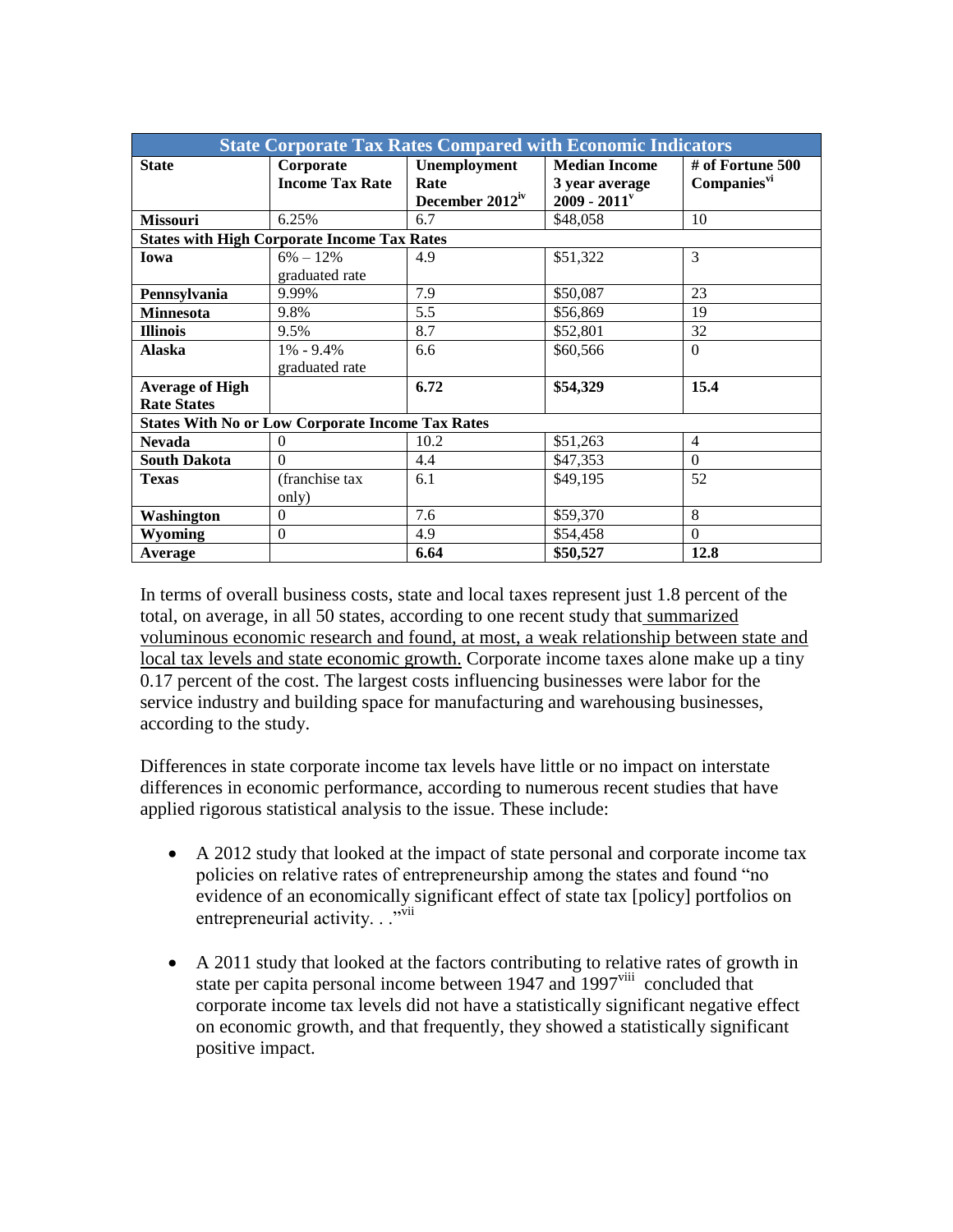| State Corporate Tax Rates Compared with Economic Indicators | | | | |
|---|---|---|---|---|
| **State** | **Corporate Income Tax Rate** | **Unemployment Rate December 2012**[iv] | **Median Income 3 year average 2009 - 2011**[v] | **# of Fortune 500 Companies**[vi] |
| **Missouri** | 6.25% | 6.7 | $48,058 | 10 |
| **States with High Corporate Income Tax Rates** | | | | |
| **Iowa** | 6% – 12% graduated rate | 4.9 | $51,322 | 3 |
| **Pennsylvania** | 9.99% | 7.9 | $50,087 | 23 |
| **Minnesota** | 9.8% | 5.5 | $56,869 | 19 |
| **Illinois** | 9.5% | 8.7 | $52,801 | 32 |
| **Alaska** | 1% - 9.4% graduated rate | 6.6 | $60,566 | 0 |
| **Average of High Rate States** | | **6.72** | **$54,329** | **15.4** |
| **States With No or Low Corporate Income Tax Rates** | | | | |
| **Nevada** | 0 | 10.2 | $51,263 | 4 |
| **South Dakota** | 0 | 4.4 | $47,353 | 0 |
| **Texas** | (franchise tax only) | 6.1 | $49,195 | 52 |
| **Washington** | 0 | 7.6 | $59,370 | 8 |
| **Wyoming** | 0 | 4.9 | $54,458 | 0 |
| **Average** | | **6.64** | **$50,527** | **12.8** |

In terms of overall business costs, state and local taxes represent just 1.8 percent of the total, on average, in all 50 states, according to one recent study that summarized voluminous economic research and found, at most, a weak relationship between state and local tax levels and state economic growth. Corporate income taxes alone make up a tiny 0.17 percent of the cost. The largest costs influencing businesses were labor for the service industry and building space for manufacturing and warehousing businesses, according to the study.

Differences in state corporate income tax levels have little or no impact on interstate differences in economic performance, according to numerous recent studies that have applied rigorous statistical analysis to the issue. These include:

- A 2012 study that looked at the impact of state personal and corporate income tax policies on relative rates of entrepreneurship among the states and found "no evidence of an economically significant effect of state tax [policy] portfolios on entrepreneurial activity. . ."[vii]

- A 2011 study that looked at the factors contributing to relative rates of growth in state per capita personal income between 1947 and 1997[viii] concluded that corporate income tax levels did not have a statistically significant negative effect on economic growth, and that frequently, they showed a statistically significant positive impact.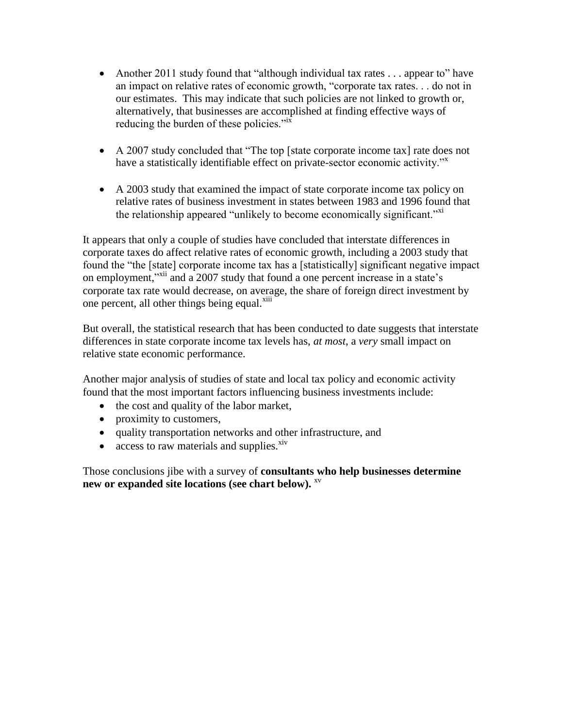- Another 2011 study found that "although individual tax rates . . . appear to" have an impact on relative rates of economic growth, "corporate tax rates. . . do not in our estimates. This may indicate that such policies are not linked to growth or, alternatively, that businesses are accomplished at finding effective ways of reducing the burden of these policies."[ix]

- A 2007 study concluded that "The top [state corporate income tax] rate does not have a statistically identifiable effect on private-sector economic activity."[x]

- A 2003 study that examined the impact of state corporate income tax policy on relative rates of business investment in states between 1983 and 1996 found that the relationship appeared "unlikely to become economically significant."[xi]

It appears that only a couple of studies have concluded that interstate differences in corporate taxes do affect relative rates of economic growth, including a 2003 study that found the "the [state] corporate income tax has a [statistically] significant negative impact on employment,"[xii] and a 2007 study that found a one percent increase in a state's corporate tax rate would decrease, on average, the share of foreign direct investment by one percent, all other things being equal.[xiii]

But overall, the statistical research that has been conducted to date suggests that interstate differences in state corporate income tax levels has, *at most*, a *very* small impact on relative state economic performance.

Another major analysis of studies of state and local tax policy and economic activity found that the most important factors influencing business investments include:

- the cost and quality of the labor market,
- proximity to customers,
- quality transportation networks and other infrastructure, and
- access to raw materials and supplies.[xiv]

Those conclusions jibe with a survey of **consultants who help businesses determine new or expanded site locations (see chart below).** [xv]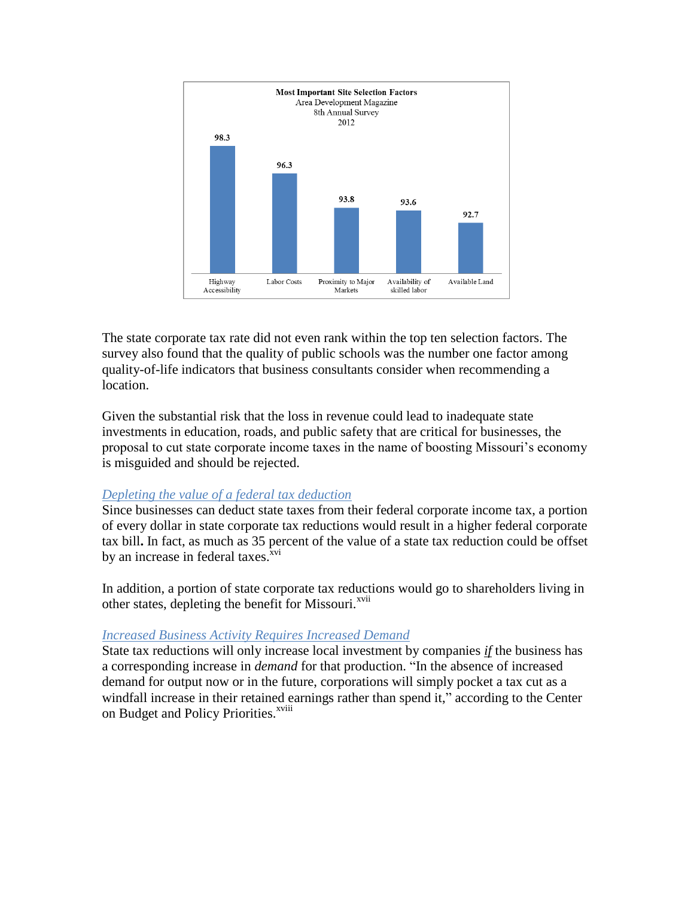**Most Important Site Selection Factors**
Area Development Magazine
8th Annual Survey
2012

| Factor | Score |
|---|---|
| Highway Accessibility | 98.3 |
| Labor Costs | 96.3 |
| Proximity to Major Markets | 93.8 |
| Availability of skilled labor | 93.6 |
| Available Land | 92.7 |

The state corporate tax rate did not even rank within the top ten selection factors. The survey also found that the quality of public schools was the number one factor among quality-of-life indicators that business consultants consider when recommending a location.

Given the substantial risk that the loss in revenue could lead to inadequate state investments in education, roads, and public safety that are critical for businesses, the proposal to cut state corporate income taxes in the name of boosting Missouri's economy is misguided and should be rejected.

*Depleting the value of a federal tax deduction*

Since businesses can deduct state taxes from their federal corporate income tax, a portion of every dollar in state corporate tax reductions would result in a higher federal corporate tax bill**.** In fact, as much as 35 percent of the value of a state tax reduction could be offset by an increase in federal taxes.[xvi]

In addition, a portion of state corporate tax reductions would go to shareholders living in other states, depleting the benefit for Missouri.[xvii]

*Increased Business Activity Requires Increased Demand*

State tax reductions will only increase local investment by companies ***if*** the business has a corresponding increase in *demand* for that production. "In the absence of increased demand for output now or in the future, corporations will simply pocket a tax cut as a windfall increase in their retained earnings rather than spend it," according to the Center on Budget and Policy Priorities.[xviii]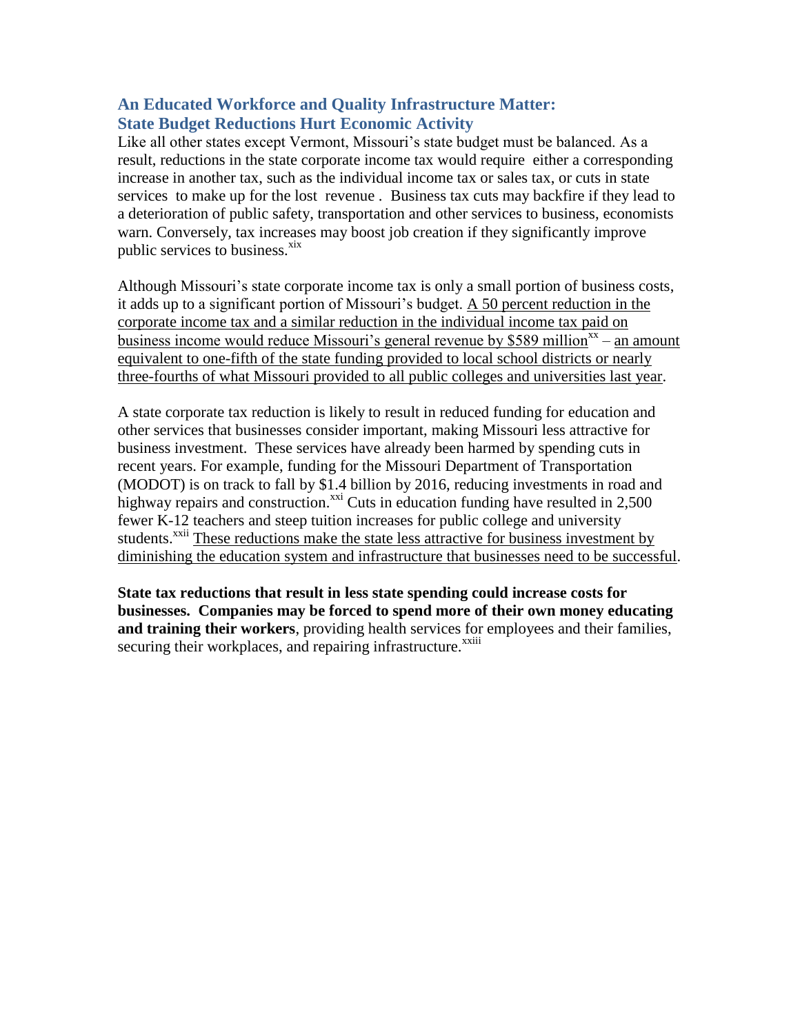## An Educated Workforce and Quality Infrastructure Matter: State Budget Reductions Hurt Economic Activity

Like all other states except Vermont, Missouri's state budget must be balanced. As a result, reductions in the state corporate income tax would require either a corresponding increase in another tax, such as the individual income tax or sales tax, or cuts in state services to make up for the lost revenue . Business tax cuts may backfire if they lead to a deterioration of public safety, transportation and other services to business, economists warn. Conversely, tax increases may boost job creation if they significantly improve public services to business.[xix]

Although Missouri's state corporate income tax is only a small portion of business costs, it adds up to a significant portion of Missouri's budget. <u>A 50 percent reduction in the corporate income tax and a similar reduction in the individual income tax paid on business income would reduce Missouri's general revenue by $589 million</u>[xx] – <u>an amount equivalent to one-fifth of the state funding provided to local school districts or nearly three-fourths of what Missouri provided to all public colleges and universities last year</u>.

A state corporate tax reduction is likely to result in reduced funding for education and other services that businesses consider important, making Missouri less attractive for business investment. These services have already been harmed by spending cuts in recent years. For example, funding for the Missouri Department of Transportation (MODOT) is on track to fall by $1.4 billion by 2016, reducing investments in road and highway repairs and construction.[xxi] Cuts in education funding have resulted in 2,500 fewer K-12 teachers and steep tuition increases for public college and university students.[xxii] <u>These reductions make the state less attractive for business investment by diminishing the education system and infrastructure that businesses need to be successful</u>.

**State tax reductions that result in less state spending could increase costs for businesses. Companies may be forced to spend more of their own money educating and training their workers**, providing health services for employees and their families, securing their workplaces, and repairing infrastructure.[xxiii]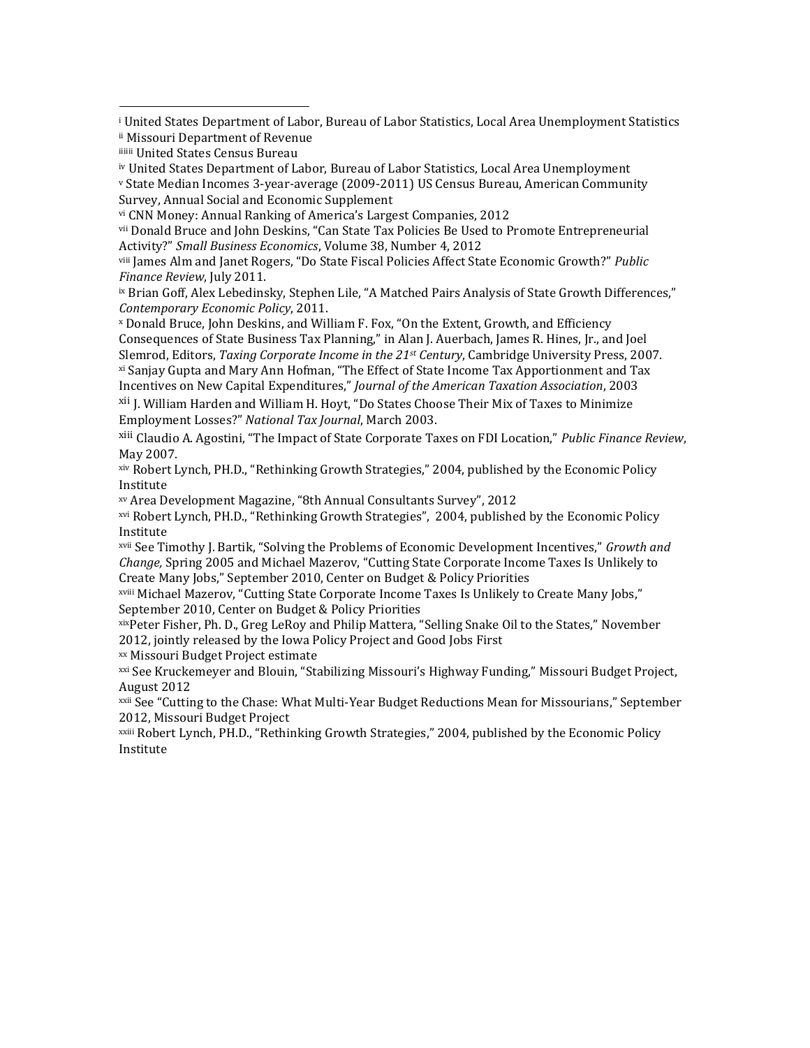[i] United States Department of Labor, Bureau of Labor Statistics, Local Area Unemployment Statistics

[ii] Missouri Department of Revenue

[iiiii] United States Census Bureau

[iv] United States Department of Labor, Bureau of Labor Statistics, Local Area Unemployment

[v] State Median Incomes 3-year-average (2009-2011) US Census Bureau, American Community Survey, Annual Social and Economic Supplement

[vi] CNN Money: Annual Ranking of America's Largest Companies, 2012

[vii] Donald Bruce and John Deskins, "Can State Tax Policies Be Used to Promote Entrepreneurial Activity?" *Small Business Economics*, Volume 38, Number 4, 2012

[viii] James Alm and Janet Rogers, "Do State Fiscal Policies Affect State Economic Growth?" *Public Finance Review*, July 2011.

[ix] Brian Goff, Alex Lebedinsky, Stephen Lile, "A Matched Pairs Analysis of State Growth Differences," *Contemporary Economic Policy*, 2011.

[x] Donald Bruce, John Deskins, and William F. Fox, "On the Extent, Growth, and Efficiency Consequences of State Business Tax Planning," in Alan J. Auerbach, James R. Hines, Jr., and Joel Slemrod, Editors, *Taxing Corporate Income in the 21st Century*, Cambridge University Press, 2007.

[xi] Sanjay Gupta and Mary Ann Hofman, "The Effect of State Income Tax Apportionment and Tax Incentives on New Capital Expenditures," *Journal of the American Taxation Association*, 2003

[xii] J. William Harden and William H. Hoyt, "Do States Choose Their Mix of Taxes to Minimize Employment Losses?" *National Tax Journal*, March 2003.

[xiii] Claudio A. Agostini, "The Impact of State Corporate Taxes on FDI Location," *Public Finance Review*, May 2007.

[xiv] Robert Lynch, PH.D., "Rethinking Growth Strategies," 2004, published by the Economic Policy Institute

[xv] Area Development Magazine, "8th Annual Consultants Survey", 2012

[xvi] Robert Lynch, PH.D., "Rethinking Growth Strategies", 2004, published by the Economic Policy Institute

[xvii] See Timothy J. Bartik, "Solving the Problems of Economic Development Incentives," *Growth and Change,* Spring 2005 and Michael Mazerov, "Cutting State Corporate Income Taxes Is Unlikely to Create Many Jobs," September 2010, Center on Budget & Policy Priorities

[xviii] Michael Mazerov, "Cutting State Corporate Income Taxes Is Unlikely to Create Many Jobs," September 2010, Center on Budget & Policy Priorities

[xix] Peter Fisher, Ph. D., Greg LeRoy and Philip Mattera, "Selling Snake Oil to the States," November 2012, jointly released by the Iowa Policy Project and Good Jobs First

[xx] Missouri Budget Project estimate

[xxi] See Kruckemeyer and Blouin, "Stabilizing Missouri's Highway Funding," Missouri Budget Project, August 2012

[xxii] See "Cutting to the Chase: What Multi-Year Budget Reductions Mean for Missourians," September 2012, Missouri Budget Project

[xxiii] Robert Lynch, PH.D., "Rethinking Growth Strategies," 2004, published by the Economic Policy Institute